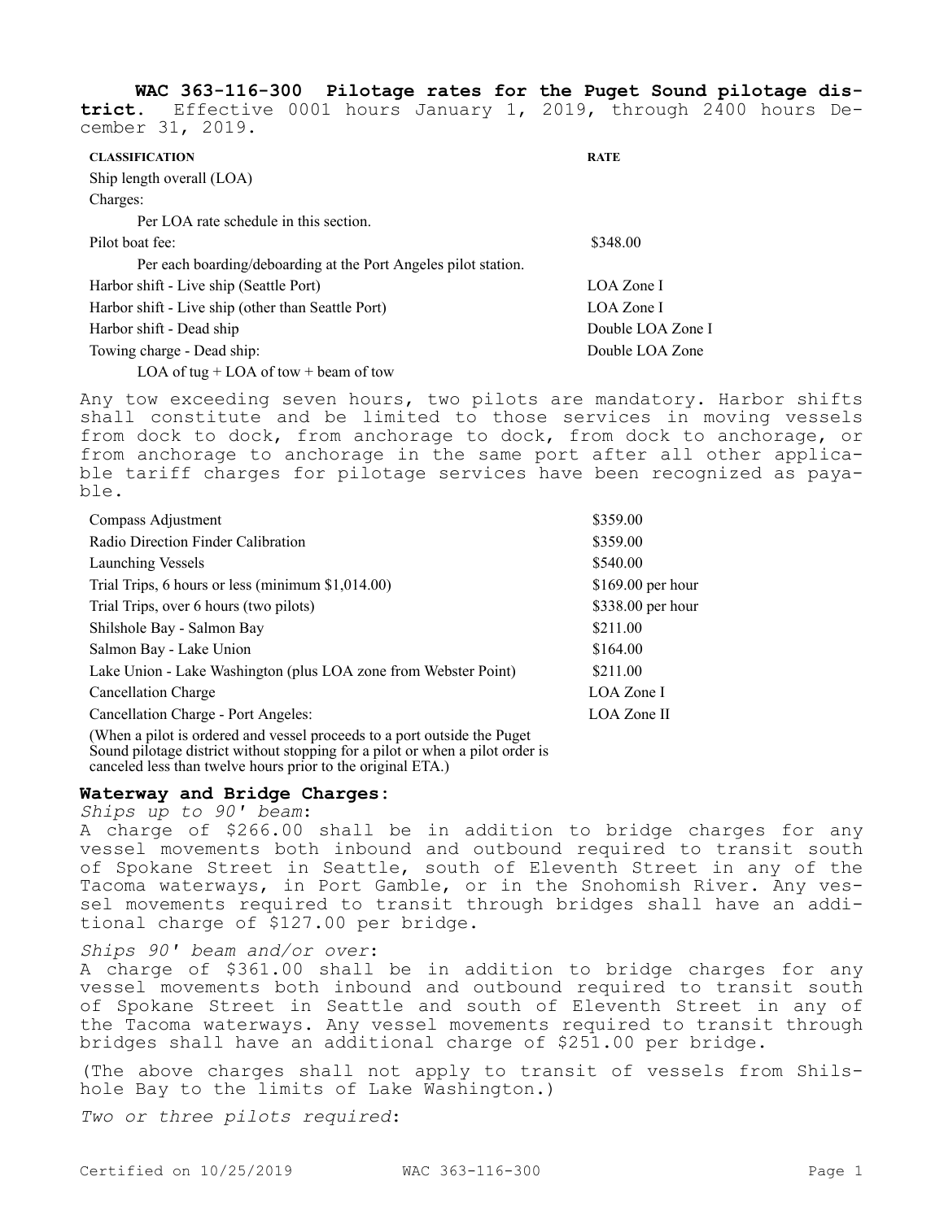**WAC 363-116-300 Pilotage rates for the Puget Sound pilotage district.** Effective 0001 hours January 1, 2019, through 2400 hours December 31, 2019.

| CLASSIFICATION | RATE |
|---|---|
| Ship length overall (LOA) | |
| Charges: | |
| Per LOA rate schedule in this section. | |
| Pilot boat fee: | $348.00 |
| Per each boarding/deboarding at the Port Angeles pilot station. | |
| Harbor shift - Live ship (Seattle Port) | LOA Zone I |
| Harbor shift - Live ship (other than Seattle Port) | LOA Zone I |
| Harbor shift - Dead ship | Double LOA Zone I |
| Towing charge - Dead ship: | Double LOA Zone |
| LOA of tug + LOA of tow + beam of tow | |

Any tow exceeding seven hours, two pilots are mandatory. Harbor shifts shall constitute and be limited to those services in moving vessels from dock to dock, from anchorage to dock, from dock to anchorage, or from anchorage to anchorage in the same port after all other applicable tariff charges for pilotage services have been recognized as payable.

| | |
|---|---|
| Compass Adjustment | $359.00 |
| Radio Direction Finder Calibration | $359.00 |
| Launching Vessels | $540.00 |
| Trial Trips, 6 hours or less (minimum $1,014.00) | $169.00 per hour |
| Trial Trips, over 6 hours (two pilots) | $338.00 per hour |
| Shilshole Bay - Salmon Bay | $211.00 |
| Salmon Bay - Lake Union | $164.00 |
| Lake Union - Lake Washington (plus LOA zone from Webster Point) | $211.00 |
| Cancellation Charge | LOA Zone I |
| Cancellation Charge - Port Angeles: | LOA Zone II |
| (When a pilot is ordered and vessel proceeds to a port outside the Puget Sound pilotage district without stopping for a pilot or when a pilot order is canceled less than twelve hours prior to the original ETA.) | |

**Waterway and Bridge Charges:**

*Ships up to 90' beam*:

A charge of $266.00 shall be in addition to bridge charges for any vessel movements both inbound and outbound required to transit south of Spokane Street in Seattle, south of Eleventh Street in any of the Tacoma waterways, in Port Gamble, or in the Snohomish River. Any vessel movements required to transit through bridges shall have an additional charge of $127.00 per bridge.

*Ships 90' beam and/or over*:

A charge of $361.00 shall be in addition to bridge charges for any vessel movements both inbound and outbound required to transit south of Spokane Street in Seattle and south of Eleventh Street in any of the Tacoma waterways. Any vessel movements required to transit through bridges shall have an additional charge of $251.00 per bridge.

(The above charges shall not apply to transit of vessels from Shilshole Bay to the limits of Lake Washington.)

*Two or three pilots required*: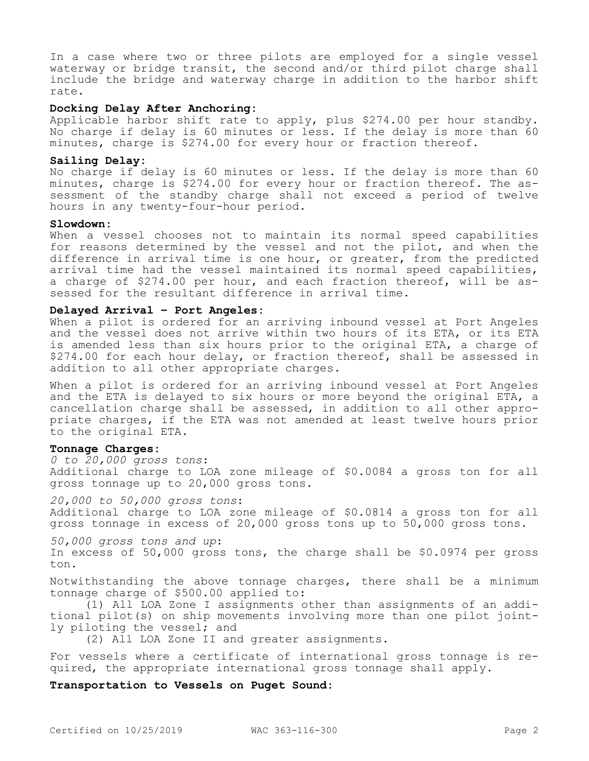In a case where two or three pilots are employed for a single vessel waterway or bridge transit, the second and/or third pilot charge shall include the bridge and waterway charge in addition to the harbor shift rate.

**Docking Delay After Anchoring:**
Applicable harbor shift rate to apply, plus $274.00 per hour standby. No charge if delay is 60 minutes or less. If the delay is more than 60 minutes, charge is $274.00 for every hour or fraction thereof.

**Sailing Delay:**
No charge if delay is 60 minutes or less. If the delay is more than 60 minutes, charge is $274.00 for every hour or fraction thereof. The assessment of the standby charge shall not exceed a period of twelve hours in any twenty-four-hour period.

**Slowdown:**
When a vessel chooses not to maintain its normal speed capabilities for reasons determined by the vessel and not the pilot, and when the difference in arrival time is one hour, or greater, from the predicted arrival time had the vessel maintained its normal speed capabilities, a charge of $274.00 per hour, and each fraction thereof, will be assessed for the resultant difference in arrival time.

**Delayed Arrival – Port Angeles:**
When a pilot is ordered for an arriving inbound vessel at Port Angeles and the vessel does not arrive within two hours of its ETA, or its ETA is amended less than six hours prior to the original ETA, a charge of $274.00 for each hour delay, or fraction thereof, shall be assessed in addition to all other appropriate charges.

When a pilot is ordered for an arriving inbound vessel at Port Angeles and the ETA is delayed to six hours or more beyond the original ETA, a cancellation charge shall be assessed, in addition to all other appropriate charges, if the ETA was not amended at least twelve hours prior to the original ETA.

**Tonnage Charges:**

*0 to 20,000 gross tons*:
Additional charge to LOA zone mileage of $0.0084 a gross ton for all gross tonnage up to 20,000 gross tons.

*20,000 to 50,000 gross tons*:
Additional charge to LOA zone mileage of $0.0814 a gross ton for all gross tonnage in excess of 20,000 gross tons up to 50,000 gross tons.

*50,000 gross tons and up*:
In excess of 50,000 gross tons, the charge shall be $0.0974 per gross ton.

Notwithstanding the above tonnage charges, there shall be a minimum tonnage charge of $500.00 applied to:

(1) All LOA Zone I assignments other than assignments of an additional pilot(s) on ship movements involving more than one pilot jointly piloting the vessel; and

(2) All LOA Zone II and greater assignments.

For vessels where a certificate of international gross tonnage is required, the appropriate international gross tonnage shall apply.

**Transportation to Vessels on Puget Sound:**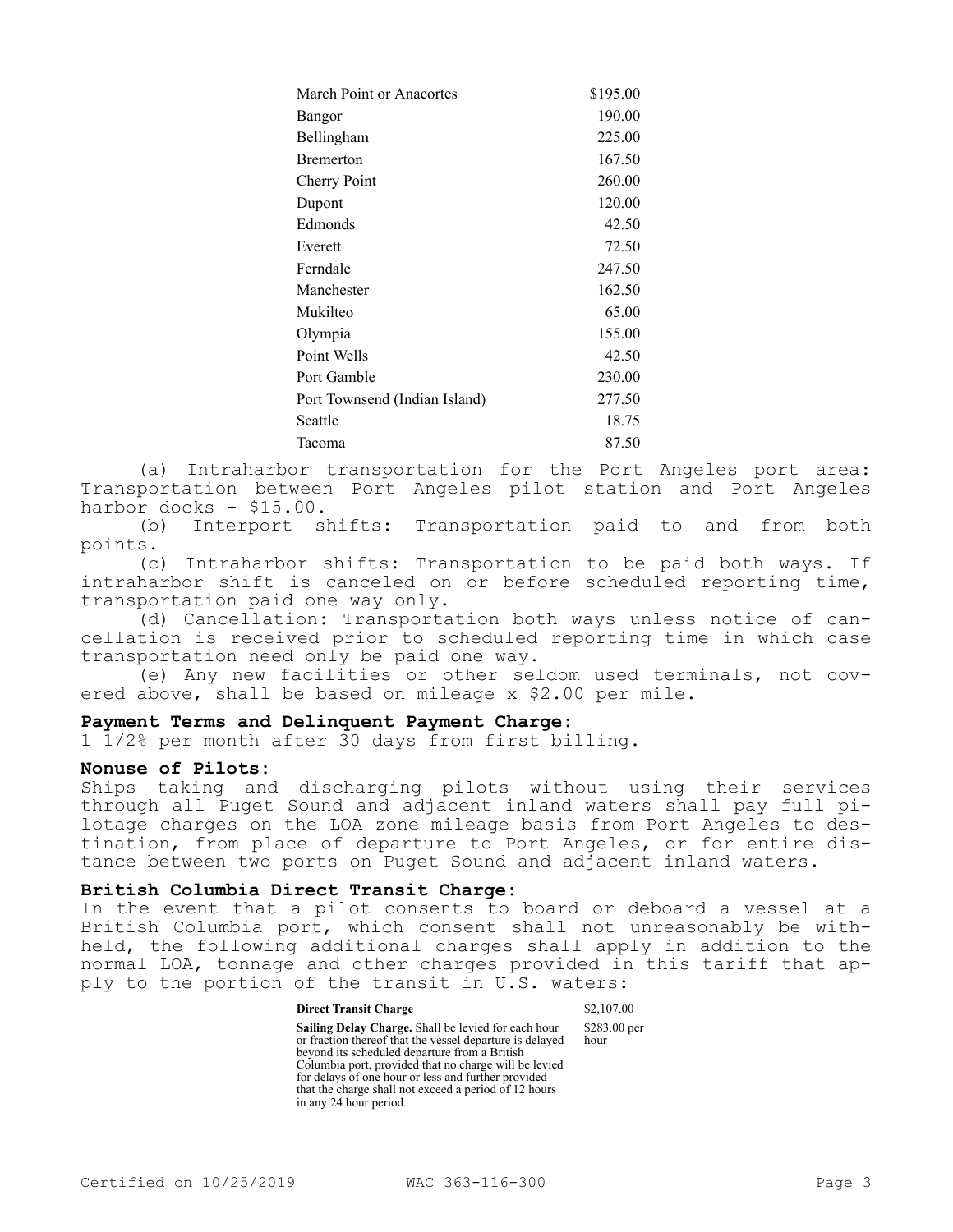| | |
|---|---|
| March Point or Anacortes | $195.00 |
| Bangor | 190.00 |
| Bellingham | 225.00 |
| Bremerton | 167.50 |
| Cherry Point | 260.00 |
| Dupont | 120.00 |
| Edmonds | 42.50 |
| Everett | 72.50 |
| Ferndale | 247.50 |
| Manchester | 162.50 |
| Mukilteo | 65.00 |
| Olympia | 155.00 |
| Point Wells | 42.50 |
| Port Gamble | 230.00 |
| Port Townsend (Indian Island) | 277.50 |
| Seattle | 18.75 |
| Tacoma | 87.50 |

(a) Intraharbor transportation for the Port Angeles port area: Transportation between Port Angeles pilot station and Port Angeles harbor docks - $15.00.

(b) Interport shifts: Transportation paid to and from both points.

(c) Intraharbor shifts: Transportation to be paid both ways. If intraharbor shift is canceled on or before scheduled reporting time, transportation paid one way only.

(d) Cancellation: Transportation both ways unless notice of cancellation is received prior to scheduled reporting time in which case transportation need only be paid one way.

(e) Any new facilities or other seldom used terminals, not covered above, shall be based on mileage x $2.00 per mile.

**Payment Terms and Delinquent Payment Charge:**

1 1/2% per month after 30 days from first billing.

**Nonuse of Pilots:**

Ships taking and discharging pilots without using their services through all Puget Sound and adjacent inland waters shall pay full pilotage charges on the LOA zone mileage basis from Port Angeles to destination, from place of departure to Port Angeles, or for entire distance between two ports on Puget Sound and adjacent inland waters.

**British Columbia Direct Transit Charge:**

In the event that a pilot consents to board or deboard a vessel at a British Columbia port, which consent shall not unreasonably be withheld, the following additional charges shall apply in addition to the normal LOA, tonnage and other charges provided in this tariff that apply to the portion of the transit in U.S. waters:

| | |
|---|---|
| **Direct Transit Charge** | $2,107.00 |
| **Sailing Delay Charge.** Shall be levied for each hour or fraction thereof that the vessel departure is delayed beyond its scheduled departure from a British Columbia port, provided that no charge will be levied for delays of one hour or less and further provided that the charge shall not exceed a period of 12 hours in any 24 hour period. | $283.00 per hour |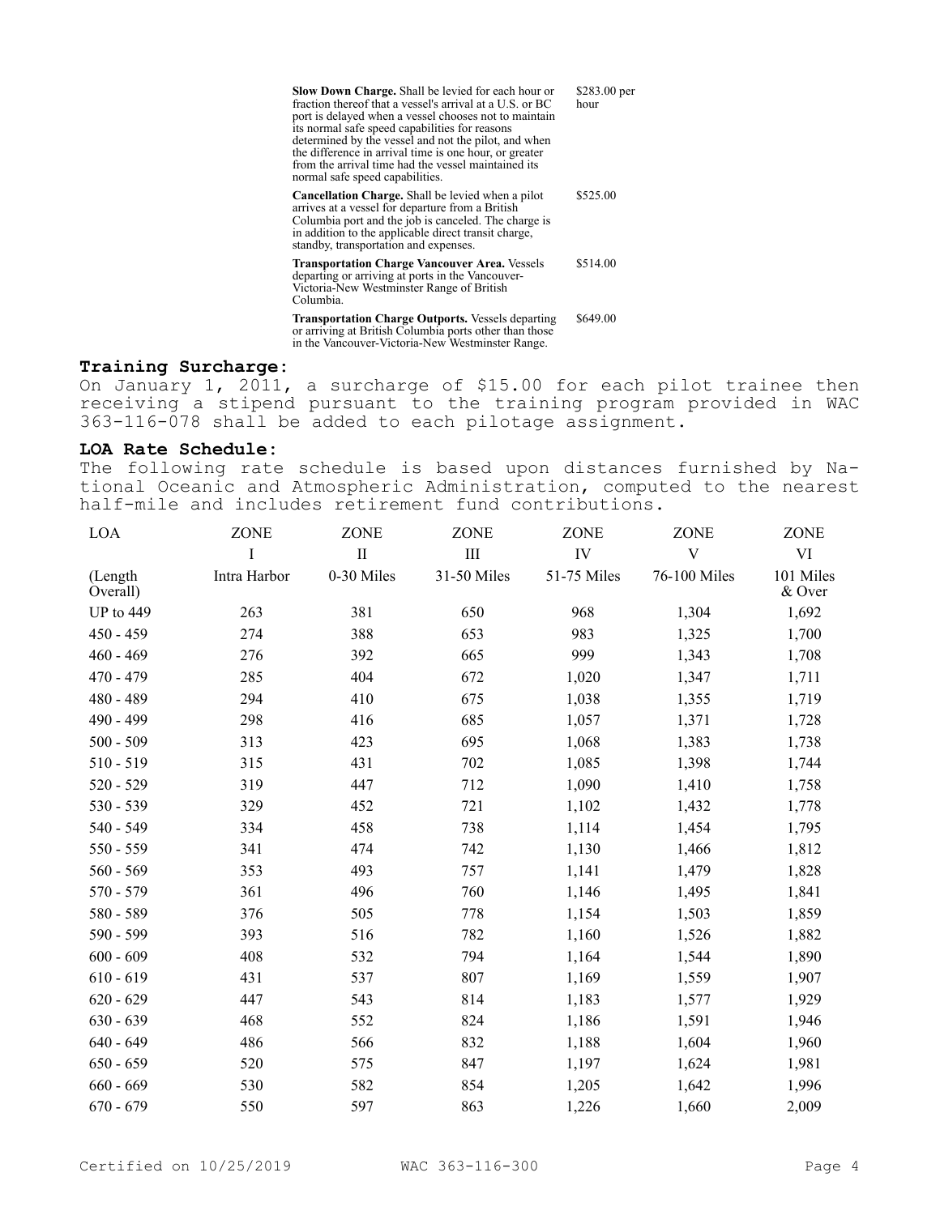| | |
|---|---|
| **Slow Down Charge.** Shall be levied for each hour or fraction thereof that a vessel's arrival at a U.S. or BC port is delayed when a vessel chooses not to maintain its normal safe speed capabilities for reasons determined by the vessel and not the pilot, and when the difference in arrival time is one hour, or greater from the arrival time had the vessel maintained its normal safe speed capabilities. | $283.00 per hour |
| **Cancellation Charge.** Shall be levied when a pilot arrives at a vessel for departure from a British Columbia port and the job is canceled. The charge is in addition to the applicable direct transit charge, standby, transportation and expenses. | $525.00 |
| **Transportation Charge Vancouver Area.** Vessels departing or arriving at ports in the Vancouver-Victoria-New Westminster Range of British Columbia. | $514.00 |
| **Transportation Charge Outports.** Vessels departing or arriving at British Columbia ports other than those in the Vancouver-Victoria-New Westminster Range. | $649.00 |

**Training Surcharge:**

On January 1, 2011, a surcharge of $15.00 for each pilot trainee then receiving a stipend pursuant to the training program provided in WAC 363-116-078 shall be added to each pilotage assignment.

**LOA Rate Schedule:**

The following rate schedule is based upon distances furnished by National Oceanic and Atmospheric Administration, computed to the nearest half-mile and includes retirement fund contributions.

| LOA | ZONE | ZONE | ZONE | ZONE | ZONE | ZONE |
|---|---|---|---|---|---|---|
| | I | II | III | IV | V | VI |
| (Length Overall) | Intra Harbor | 0-30 Miles | 31-50 Miles | 51-75 Miles | 76-100 Miles | 101 Miles & Over |
| UP to 449 | 263 | 381 | 650 | 968 | 1,304 | 1,692 |
| 450 - 459 | 274 | 388 | 653 | 983 | 1,325 | 1,700 |
| 460 - 469 | 276 | 392 | 665 | 999 | 1,343 | 1,708 |
| 470 - 479 | 285 | 404 | 672 | 1,020 | 1,347 | 1,711 |
| 480 - 489 | 294 | 410 | 675 | 1,038 | 1,355 | 1,719 |
| 490 - 499 | 298 | 416 | 685 | 1,057 | 1,371 | 1,728 |
| 500 - 509 | 313 | 423 | 695 | 1,068 | 1,383 | 1,738 |
| 510 - 519 | 315 | 431 | 702 | 1,085 | 1,398 | 1,744 |
| 520 - 529 | 319 | 447 | 712 | 1,090 | 1,410 | 1,758 |
| 530 - 539 | 329 | 452 | 721 | 1,102 | 1,432 | 1,778 |
| 540 - 549 | 334 | 458 | 738 | 1,114 | 1,454 | 1,795 |
| 550 - 559 | 341 | 474 | 742 | 1,130 | 1,466 | 1,812 |
| 560 - 569 | 353 | 493 | 757 | 1,141 | 1,479 | 1,828 |
| 570 - 579 | 361 | 496 | 760 | 1,146 | 1,495 | 1,841 |
| 580 - 589 | 376 | 505 | 778 | 1,154 | 1,503 | 1,859 |
| 590 - 599 | 393 | 516 | 782 | 1,160 | 1,526 | 1,882 |
| 600 - 609 | 408 | 532 | 794 | 1,164 | 1,544 | 1,890 |
| 610 - 619 | 431 | 537 | 807 | 1,169 | 1,559 | 1,907 |
| 620 - 629 | 447 | 543 | 814 | 1,183 | 1,577 | 1,929 |
| 630 - 639 | 468 | 552 | 824 | 1,186 | 1,591 | 1,946 |
| 640 - 649 | 486 | 566 | 832 | 1,188 | 1,604 | 1,960 |
| 650 - 659 | 520 | 575 | 847 | 1,197 | 1,624 | 1,981 |
| 660 - 669 | 530 | 582 | 854 | 1,205 | 1,642 | 1,996 |
| 670 - 679 | 550 | 597 | 863 | 1,226 | 1,660 | 2,009 |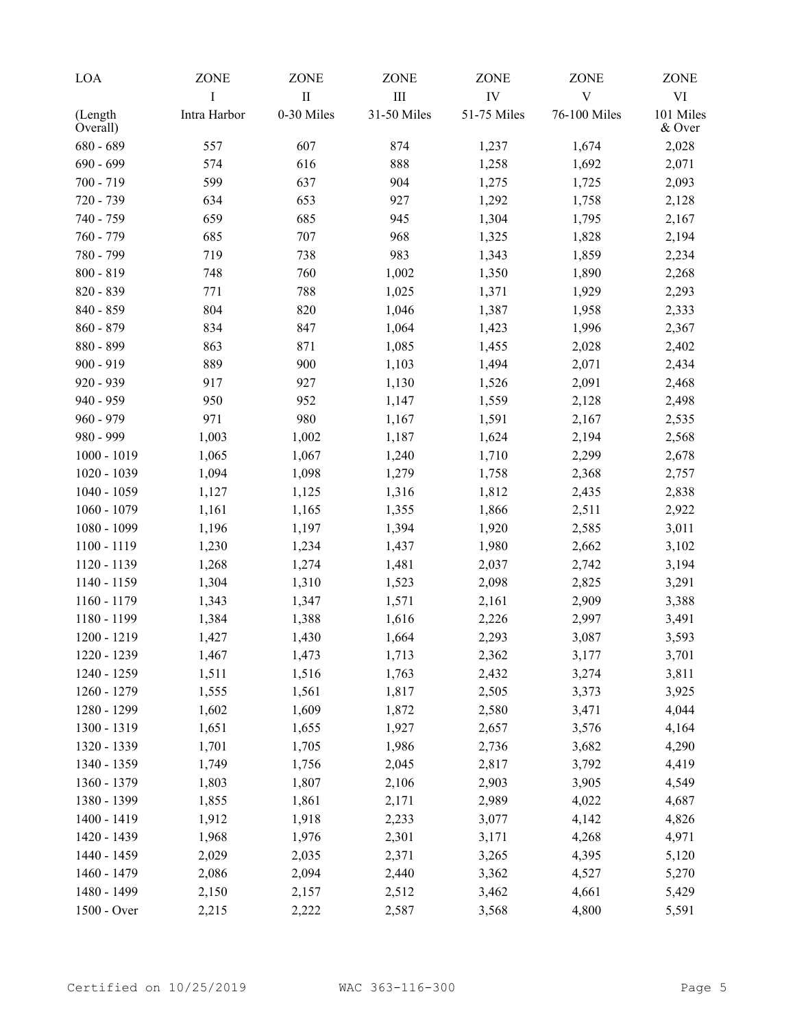| LOA<br>(Length Overall) | ZONE<br>I<br>Intra Harbor | ZONE<br>II<br>0-30 Miles | ZONE<br>III<br>31-50 Miles | ZONE<br>IV<br>51-75 Miles | ZONE<br>V<br>76-100 Miles | ZONE<br>VI<br>101 Miles & Over |
|---|---|---|---|---|---|---|
| 680 - 689 | 557 | 607 | 874 | 1,237 | 1,674 | 2,028 |
| 690 - 699 | 574 | 616 | 888 | 1,258 | 1,692 | 2,071 |
| 700 - 719 | 599 | 637 | 904 | 1,275 | 1,725 | 2,093 |
| 720 - 739 | 634 | 653 | 927 | 1,292 | 1,758 | 2,128 |
| 740 - 759 | 659 | 685 | 945 | 1,304 | 1,795 | 2,167 |
| 760 - 779 | 685 | 707 | 968 | 1,325 | 1,828 | 2,194 |
| 780 - 799 | 719 | 738 | 983 | 1,343 | 1,859 | 2,234 |
| 800 - 819 | 748 | 760 | 1,002 | 1,350 | 1,890 | 2,268 |
| 820 - 839 | 771 | 788 | 1,025 | 1,371 | 1,929 | 2,293 |
| 840 - 859 | 804 | 820 | 1,046 | 1,387 | 1,958 | 2,333 |
| 860 - 879 | 834 | 847 | 1,064 | 1,423 | 1,996 | 2,367 |
| 880 - 899 | 863 | 871 | 1,085 | 1,455 | 2,028 | 2,402 |
| 900 - 919 | 889 | 900 | 1,103 | 1,494 | 2,071 | 2,434 |
| 920 - 939 | 917 | 927 | 1,130 | 1,526 | 2,091 | 2,468 |
| 940 - 959 | 950 | 952 | 1,147 | 1,559 | 2,128 | 2,498 |
| 960 - 979 | 971 | 980 | 1,167 | 1,591 | 2,167 | 2,535 |
| 980 - 999 | 1,003 | 1,002 | 1,187 | 1,624 | 2,194 | 2,568 |
| 1000 - 1019 | 1,065 | 1,067 | 1,240 | 1,710 | 2,299 | 2,678 |
| 1020 - 1039 | 1,094 | 1,098 | 1,279 | 1,758 | 2,368 | 2,757 |
| 1040 - 1059 | 1,127 | 1,125 | 1,316 | 1,812 | 2,435 | 2,838 |
| 1060 - 1079 | 1,161 | 1,165 | 1,355 | 1,866 | 2,511 | 2,922 |
| 1080 - 1099 | 1,196 | 1,197 | 1,394 | 1,920 | 2,585 | 3,011 |
| 1100 - 1119 | 1,230 | 1,234 | 1,437 | 1,980 | 2,662 | 3,102 |
| 1120 - 1139 | 1,268 | 1,274 | 1,481 | 2,037 | 2,742 | 3,194 |
| 1140 - 1159 | 1,304 | 1,310 | 1,523 | 2,098 | 2,825 | 3,291 |
| 1160 - 1179 | 1,343 | 1,347 | 1,571 | 2,161 | 2,909 | 3,388 |
| 1180 - 1199 | 1,384 | 1,388 | 1,616 | 2,226 | 2,997 | 3,491 |
| 1200 - 1219 | 1,427 | 1,430 | 1,664 | 2,293 | 3,087 | 3,593 |
| 1220 - 1239 | 1,467 | 1,473 | 1,713 | 2,362 | 3,177 | 3,701 |
| 1240 - 1259 | 1,511 | 1,516 | 1,763 | 2,432 | 3,274 | 3,811 |
| 1260 - 1279 | 1,555 | 1,561 | 1,817 | 2,505 | 3,373 | 3,925 |
| 1280 - 1299 | 1,602 | 1,609 | 1,872 | 2,580 | 3,471 | 4,044 |
| 1300 - 1319 | 1,651 | 1,655 | 1,927 | 2,657 | 3,576 | 4,164 |
| 1320 - 1339 | 1,701 | 1,705 | 1,986 | 2,736 | 3,682 | 4,290 |
| 1340 - 1359 | 1,749 | 1,756 | 2,045 | 2,817 | 3,792 | 4,419 |
| 1360 - 1379 | 1,803 | 1,807 | 2,106 | 2,903 | 3,905 | 4,549 |
| 1380 - 1399 | 1,855 | 1,861 | 2,171 | 2,989 | 4,022 | 4,687 |
| 1400 - 1419 | 1,912 | 1,918 | 2,233 | 3,077 | 4,142 | 4,826 |
| 1420 - 1439 | 1,968 | 1,976 | 2,301 | 3,171 | 4,268 | 4,971 |
| 1440 - 1459 | 2,029 | 2,035 | 2,371 | 3,265 | 4,395 | 5,120 |
| 1460 - 1479 | 2,086 | 2,094 | 2,440 | 3,362 | 4,527 | 5,270 |
| 1480 - 1499 | 2,150 | 2,157 | 2,512 | 3,462 | 4,661 | 5,429 |
| 1500 - Over | 2,215 | 2,222 | 2,587 | 3,568 | 4,800 | 5,591 |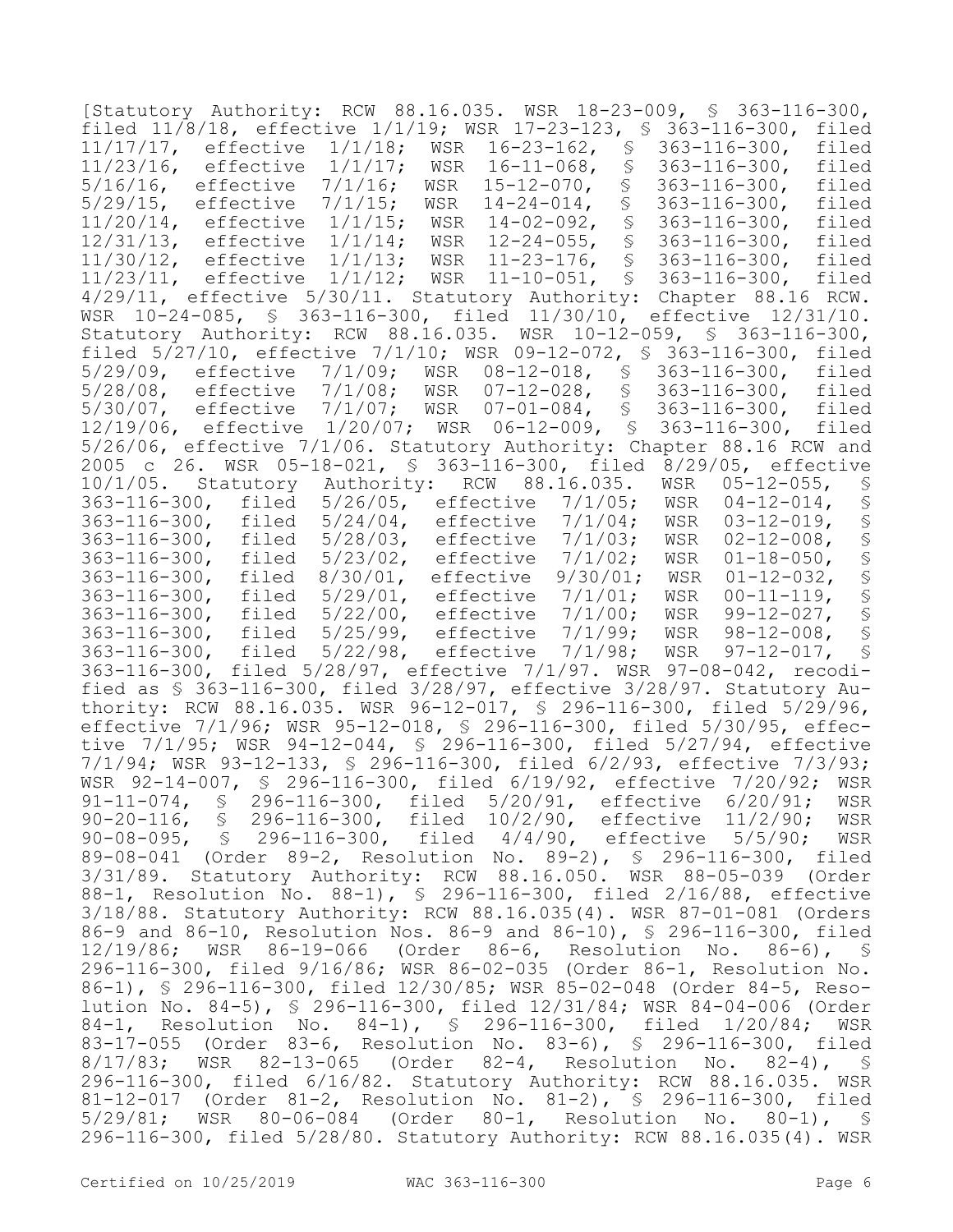[Statutory Authority: RCW 88.16.035. WSR 18-23-009, § 363-116-300, filed 11/8/18, effective 1/1/19; WSR 17-23-123, § 363-116-300, filed 11/17/17, effective 1/1/18; WSR 16-23-162, § 363-116-300, filed 11/23/16, effective 1/1/17; WSR 16-11-068, § 363-116-300, filed 5/16/16, effective 7/1/16; WSR 15-12-070, § 363-116-300, filed 5/29/15, effective 7/1/15; WSR 14-24-014, § 363-116-300, filed 11/20/14, effective 1/1/15; WSR 14-02-092, § 363-116-300, filed 12/31/13, effective 1/1/14; WSR 12-24-055, § 363-116-300, filed 11/30/12, effective 1/1/13; WSR 11-23-176, § 363-116-300, filed 11/23/11, effective 1/1/12; WSR 11-10-051, § 363-116-300, filed 4/29/11, effective 5/30/11. Statutory Authority: Chapter 88.16 RCW. WSR 10-24-085, § 363-116-300, filed 11/30/10, effective 12/31/10. Statutory Authority: RCW 88.16.035. WSR 10-12-059, § 363-116-300, filed 5/27/10, effective 7/1/10; WSR 09-12-072, § 363-116-300, filed 5/29/09, effective 7/1/09; WSR 08-12-018, § 363-116-300, filed 5/28/08, effective 7/1/08; WSR 07-12-028, § 363-116-300, filed 5/30/07, effective 7/1/07; WSR 07-01-084, § 363-116-300, filed 12/19/06, effective 1/20/07; WSR 06-12-009, § 363-116-300, filed 5/26/06, effective 7/1/06. Statutory Authority: Chapter 88.16 RCW and 2005 c 26. WSR 05-18-021, § 363-116-300, filed 8/29/05, effective 10/1/05. Statutory Authority: RCW 88.16.035. WSR 05-12-055, § 363-116-300, filed 5/26/05, effective 7/1/05; WSR 04-12-014, § 363-116-300, filed 5/24/04, effective 7/1/04; WSR 03-12-019, § 363-116-300, filed 5/28/03, effective 7/1/03; WSR 02-12-008, § 363-116-300, filed 5/23/02, effective 7/1/02; WSR 01-18-050, § 363-116-300, filed 8/30/01, effective 9/30/01; WSR 01-12-032, § 363-116-300, filed 5/29/01, effective 7/1/01; WSR 00-11-119, § 363-116-300, filed 5/22/00, effective 7/1/00; WSR 99-12-027, § 363-116-300, filed 5/25/99, effective 7/1/99; WSR 98-12-008, § 363-116-300, filed 5/22/98, effective 7/1/98; WSR 97-12-017, § 363-116-300, filed 5/28/97, effective 7/1/97. WSR 97-08-042, recodified as § 363-116-300, filed 3/28/97, effective 3/28/97. Statutory Authority: RCW 88.16.035. WSR 96-12-017, § 296-116-300, filed 5/29/96, effective 7/1/96; WSR 95-12-018, § 296-116-300, filed 5/30/95, effective 7/1/95; WSR 94-12-044, § 296-116-300, filed 5/27/94, effective 7/1/94; WSR 93-12-133, § 296-116-300, filed 6/2/93, effective 7/3/93; WSR 92-14-007, § 296-116-300, filed 6/19/92, effective 7/20/92; WSR 91-11-074, § 296-116-300, filed 5/20/91, effective 6/20/91; WSR 90-20-116, § 296-116-300, filed 10/2/90, effective 11/2/90; WSR 90-08-095, § 296-116-300, filed 4/4/90, effective 5/5/90; WSR 89-08-041 (Order 89-2, Resolution No. 89-2), § 296-116-300, filed 3/31/89. Statutory Authority: RCW 88.16.050. WSR 88-05-039 (Order 88-1, Resolution No. 88-1), § 296-116-300, filed 2/16/88, effective 3/18/88. Statutory Authority: RCW 88.16.035(4). WSR 87-01-081 (Orders 86-9 and 86-10, Resolution Nos. 86-9 and 86-10), § 296-116-300, filed 12/19/86; WSR 86-19-066 (Order 86-6, Resolution No. 86-6), § 296-116-300, filed 9/16/86; WSR 86-02-035 (Order 86-1, Resolution No. 86-1), § 296-116-300, filed 12/30/85; WSR 85-02-048 (Order 84-5, Resolution No. 84-5), § 296-116-300, filed 12/31/84; WSR 84-04-006 (Order 84-1, Resolution No. 84-1), § 296-116-300, filed 1/20/84; WSR 83-17-055 (Order 83-6, Resolution No. 83-6), § 296-116-300, filed 8/17/83; WSR 82-13-065 (Order 82-4, Resolution No. 82-4), § 296-116-300, filed 6/16/82. Statutory Authority: RCW 88.16.035. WSR 81-12-017 (Order 81-2, Resolution No. 81-2), § 296-116-300, filed 5/29/81; WSR 80-06-084 (Order 80-1, Resolution No. 80-1), § 296-116-300, filed 5/28/80. Statutory Authority: RCW 88.16.035(4). WSR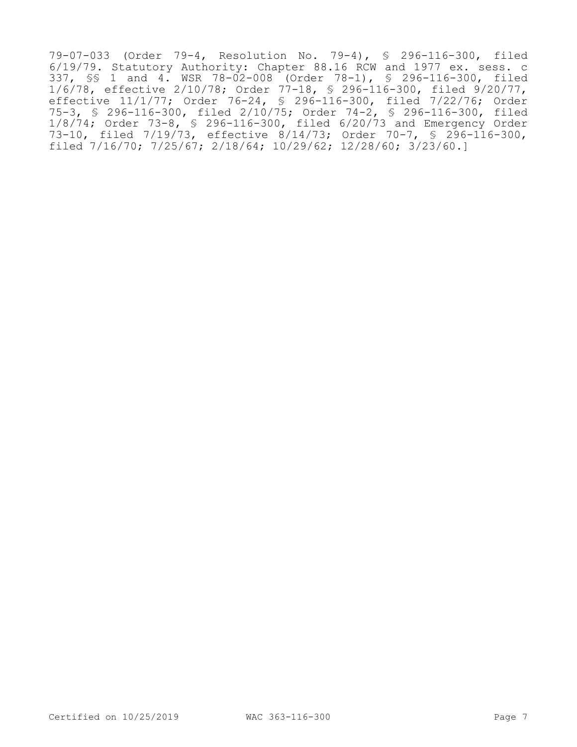79-07-033 (Order 79-4, Resolution No. 79-4), § 296-116-300, filed 6/19/79. Statutory Authority: Chapter 88.16 RCW and 1977 ex. sess. c 337, §§ 1 and 4. WSR 78-02-008 (Order 78-1), § 296-116-300, filed 1/6/78, effective 2/10/78; Order 77-18, § 296-116-300, filed 9/20/77, effective 11/1/77; Order 76-24, § 296-116-300, filed 7/22/76; Order 75-3, § 296-116-300, filed 2/10/75; Order 74-2, § 296-116-300, filed 1/8/74; Order 73-8, § 296-116-300, filed 6/20/73 and Emergency Order 73-10, filed 7/19/73, effective 8/14/73; Order 70-7, § 296-116-300, filed 7/16/70; 7/25/67; 2/18/64; 10/29/62; 12/28/60; 3/23/60.]